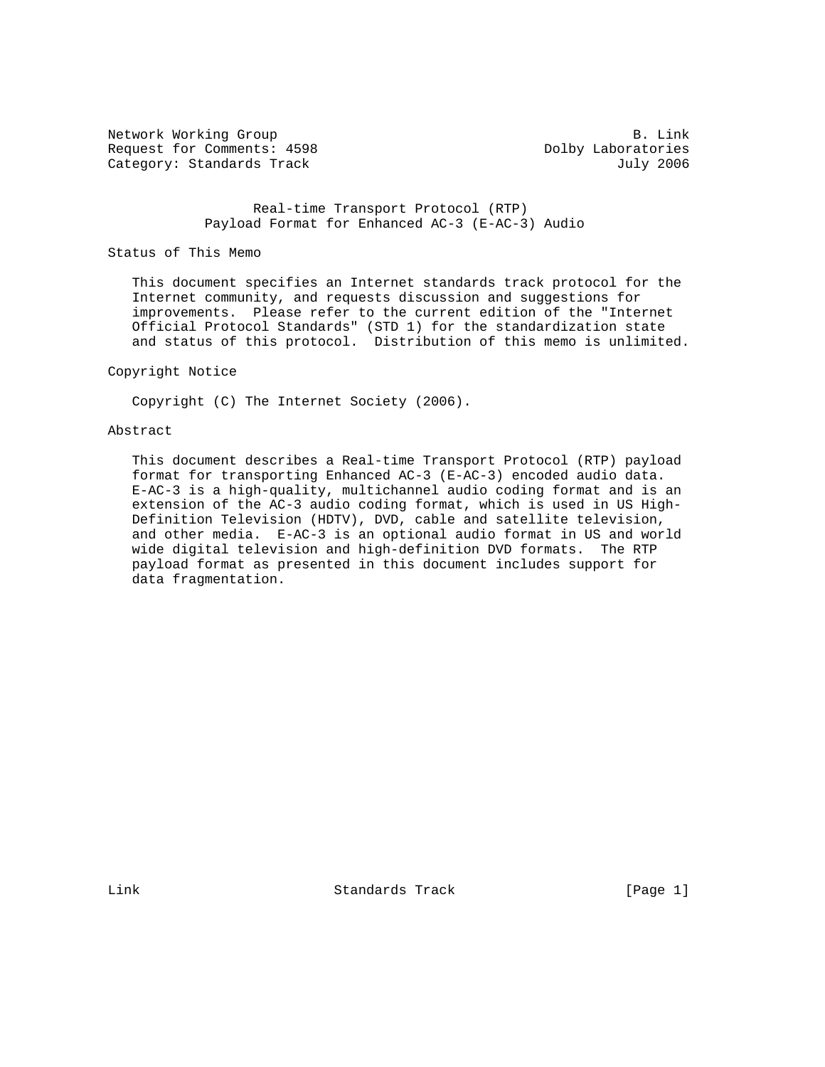Network Working Group B. Link
Request for Comments: 4598 Dolby Laboratories
Category: Standards Track July 2006

# Real-time Transport Protocol (RTP) Payload Format for Enhanced AC-3 (E-AC-3) Audio

## Status of This Memo

This document specifies an Internet standards track protocol for the Internet community, and requests discussion and suggestions for improvements. Please refer to the current edition of the "Internet Official Protocol Standards" (STD 1) for the standardization state and status of this protocol. Distribution of this memo is unlimited.

## Copyright Notice

Copyright (C) The Internet Society (2006).

## Abstract

This document describes a Real-time Transport Protocol (RTP) payload format for transporting Enhanced AC-3 (E-AC-3) encoded audio data. E-AC-3 is a high-quality, multichannel audio coding format and is an extension of the AC-3 audio coding format, which is used in US High-Definition Television (HDTV), DVD, cable and satellite television, and other media. E-AC-3 is an optional audio format in US and world wide digital television and high-definition DVD formats. The RTP payload format as presented in this document includes support for data fragmentation.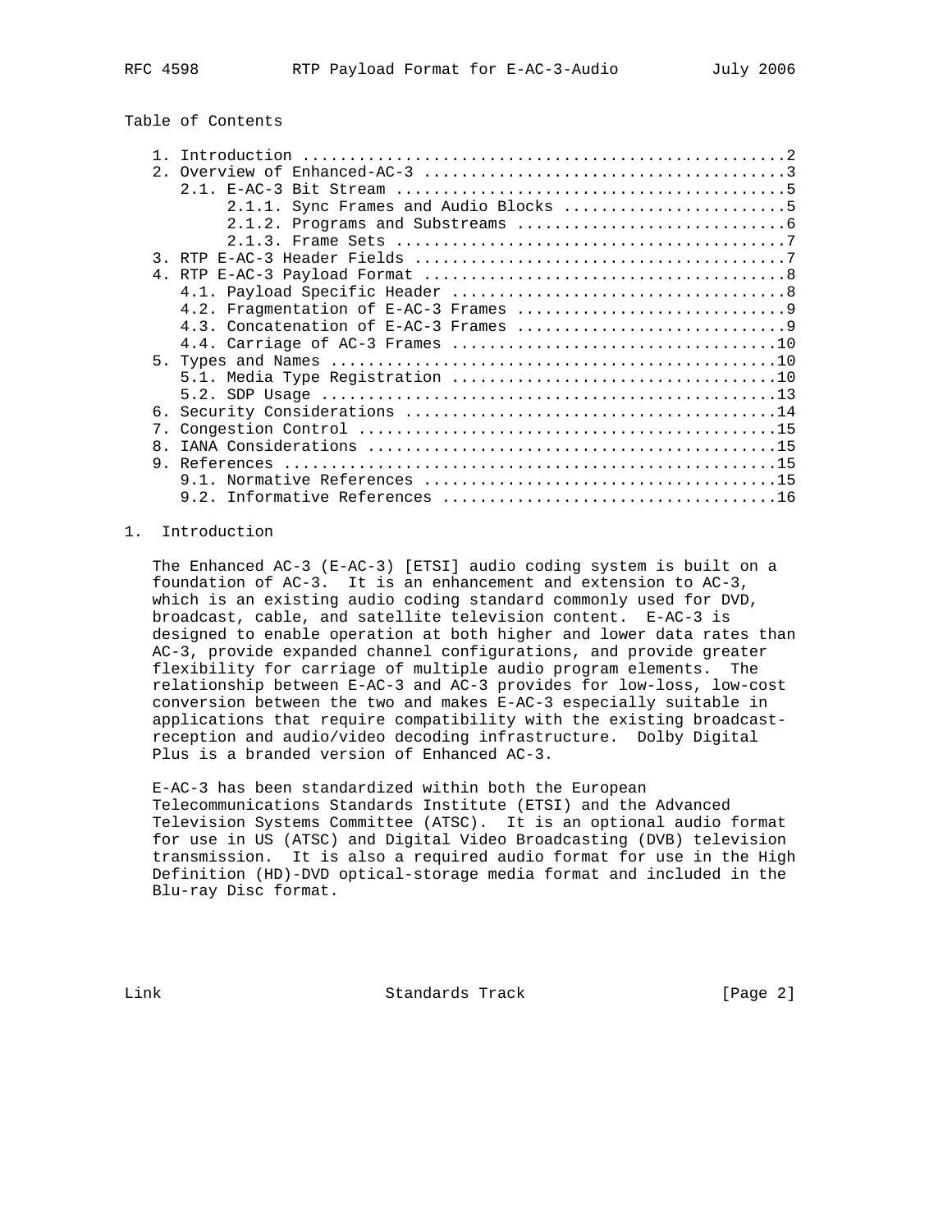Table of Contents

```
   1. Introduction ....................................................2
   2. Overview of Enhanced-AC-3 .......................................3
      2.1. E-AC-3 Bit Stream ..........................................5
           2.1.1. Sync Frames and Audio Blocks ........................5
           2.1.2. Programs and Substreams .............................6
           2.1.3. Frame Sets ..........................................7
   3. RTP E-AC-3 Header Fields ........................................7
   4. RTP E-AC-3 Payload Format .......................................8
      4.1. Payload Specific Header ....................................8
      4.2. Fragmentation of E-AC-3 Frames .............................9
      4.3. Concatenation of E-AC-3 Frames .............................9
      4.4. Carriage of AC-3 Frames ...................................10
   5. Types and Names ................................................10
      5.1. Media Type Registration ...................................10
      5.2. SDP Usage .................................................13
   6. Security Considerations ........................................14
   7. Congestion Control .............................................15
   8. IANA Considerations ............................................15
   9. References .....................................................15
      9.1. Normative References ......................................15
      9.2. Informative References ....................................16
```

## 1. Introduction

The Enhanced AC-3 (E-AC-3) [ETSI] audio coding system is built on a foundation of AC-3. It is an enhancement and extension to AC-3, which is an existing audio coding standard commonly used for DVD, broadcast, cable, and satellite television content. E-AC-3 is designed to enable operation at both higher and lower data rates than AC-3, provide expanded channel configurations, and provide greater flexibility for carriage of multiple audio program elements. The relationship between E-AC-3 and AC-3 provides for low-loss, low-cost conversion between the two and makes E-AC-3 especially suitable in applications that require compatibility with the existing broadcast-reception and audio/video decoding infrastructure. Dolby Digital Plus is a branded version of Enhanced AC-3.

E-AC-3 has been standardized within both the European Telecommunications Standards Institute (ETSI) and the Advanced Television Systems Committee (ATSC). It is an optional audio format for use in US (ATSC) and Digital Video Broadcasting (DVB) television transmission. It is also a required audio format for use in the High Definition (HD)-DVD optical-storage media format and included in the Blu-ray Disc format.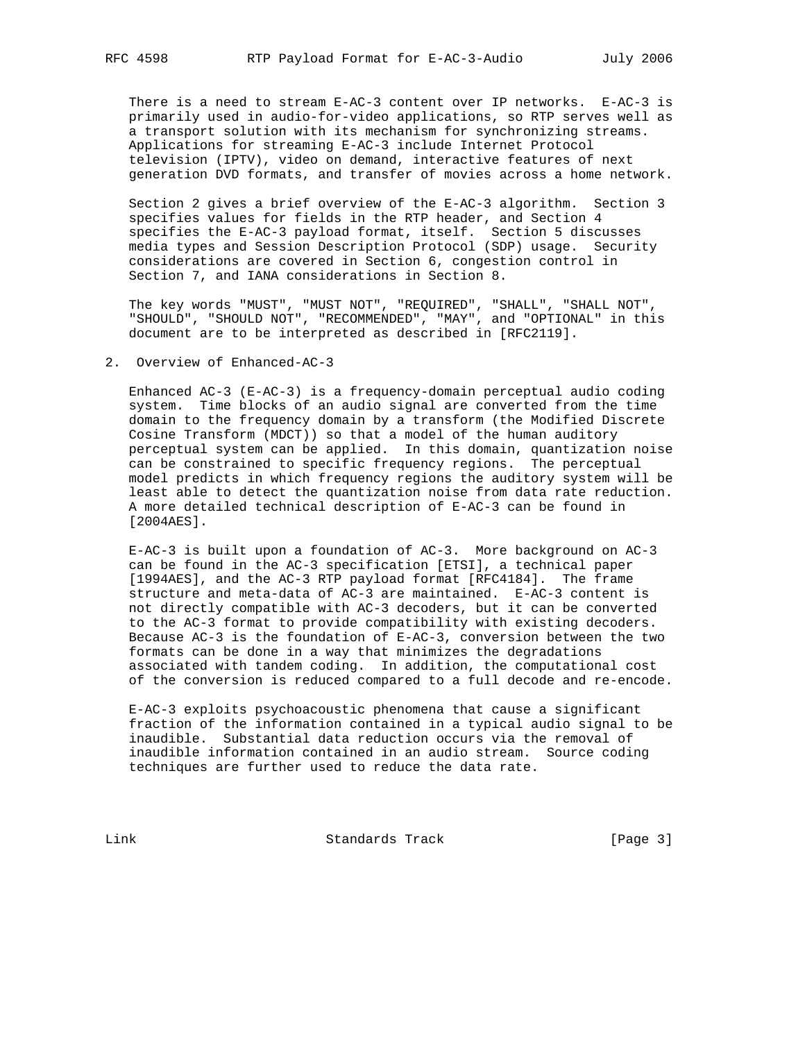There is a need to stream E-AC-3 content over IP networks. E-AC-3 is primarily used in audio-for-video applications, so RTP serves well as a transport solution with its mechanism for synchronizing streams. Applications for streaming E-AC-3 include Internet Protocol television (IPTV), video on demand, interactive features of next generation DVD formats, and transfer of movies across a home network.

Section 2 gives a brief overview of the E-AC-3 algorithm. Section 3 specifies values for fields in the RTP header, and Section 4 specifies the E-AC-3 payload format, itself. Section 5 discusses media types and Session Description Protocol (SDP) usage. Security considerations are covered in Section 6, congestion control in Section 7, and IANA considerations in Section 8.

The key words "MUST", "MUST NOT", "REQUIRED", "SHALL", "SHALL NOT", "SHOULD", "SHOULD NOT", "RECOMMENDED", "MAY", and "OPTIONAL" in this document are to be interpreted as described in [RFC2119].

## 2. Overview of Enhanced-AC-3

Enhanced AC-3 (E-AC-3) is a frequency-domain perceptual audio coding system. Time blocks of an audio signal are converted from the time domain to the frequency domain by a transform (the Modified Discrete Cosine Transform (MDCT)) so that a model of the human auditory perceptual system can be applied. In this domain, quantization noise can be constrained to specific frequency regions. The perceptual model predicts in which frequency regions the auditory system will be least able to detect the quantization noise from data rate reduction. A more detailed technical description of E-AC-3 can be found in [2004AES].

E-AC-3 is built upon a foundation of AC-3. More background on AC-3 can be found in the AC-3 specification [ETSI], a technical paper [1994AES], and the AC-3 RTP payload format [RFC4184]. The frame structure and meta-data of AC-3 are maintained. E-AC-3 content is not directly compatible with AC-3 decoders, but it can be converted to the AC-3 format to provide compatibility with existing decoders. Because AC-3 is the foundation of E-AC-3, conversion between the two formats can be done in a way that minimizes the degradations associated with tandem coding. In addition, the computational cost of the conversion is reduced compared to a full decode and re-encode.

E-AC-3 exploits psychoacoustic phenomena that cause a significant fraction of the information contained in a typical audio signal to be inaudible. Substantial data reduction occurs via the removal of inaudible information contained in an audio stream. Source coding techniques are further used to reduce the data rate.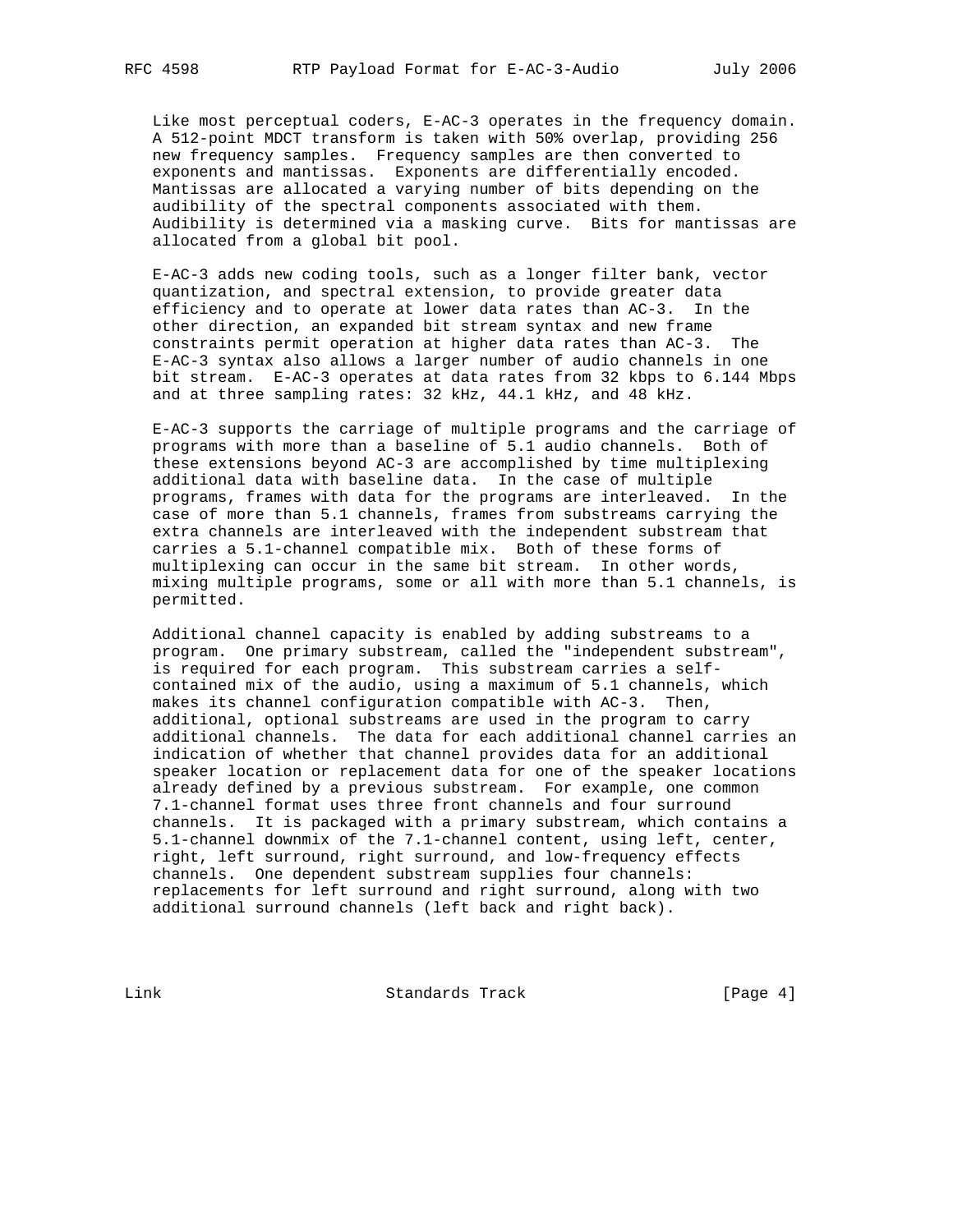Like most perceptual coders, E-AC-3 operates in the frequency domain. A 512-point MDCT transform is taken with 50% overlap, providing 256 new frequency samples. Frequency samples are then converted to exponents and mantissas. Exponents are differentially encoded. Mantissas are allocated a varying number of bits depending on the audibility of the spectral components associated with them. Audibility is determined via a masking curve. Bits for mantissas are allocated from a global bit pool.

E-AC-3 adds new coding tools, such as a longer filter bank, vector quantization, and spectral extension, to provide greater data efficiency and to operate at lower data rates than AC-3. In the other direction, an expanded bit stream syntax and new frame constraints permit operation at higher data rates than AC-3. The E-AC-3 syntax also allows a larger number of audio channels in one bit stream. E-AC-3 operates at data rates from 32 kbps to 6.144 Mbps and at three sampling rates: 32 kHz, 44.1 kHz, and 48 kHz.

E-AC-3 supports the carriage of multiple programs and the carriage of programs with more than a baseline of 5.1 audio channels. Both of these extensions beyond AC-3 are accomplished by time multiplexing additional data with baseline data. In the case of multiple programs, frames with data for the programs are interleaved. In the case of more than 5.1 channels, frames from substreams carrying the extra channels are interleaved with the independent substream that carries a 5.1-channel compatible mix. Both of these forms of multiplexing can occur in the same bit stream. In other words, mixing multiple programs, some or all with more than 5.1 channels, is permitted.

Additional channel capacity is enabled by adding substreams to a program. One primary substream, called the "independent substream", is required for each program. This substream carries a self-contained mix of the audio, using a maximum of 5.1 channels, which makes its channel configuration compatible with AC-3. Then, additional, optional substreams are used in the program to carry additional channels. The data for each additional channel carries an indication of whether that channel provides data for an additional speaker location or replacement data for one of the speaker locations already defined by a previous substream. For example, one common 7.1-channel format uses three front channels and four surround channels. It is packaged with a primary substream, which contains a 5.1-channel downmix of the 7.1-channel content, using left, center, right, left surround, right surround, and low-frequency effects channels. One dependent substream supplies four channels: replacements for left surround and right surround, along with two additional surround channels (left back and right back).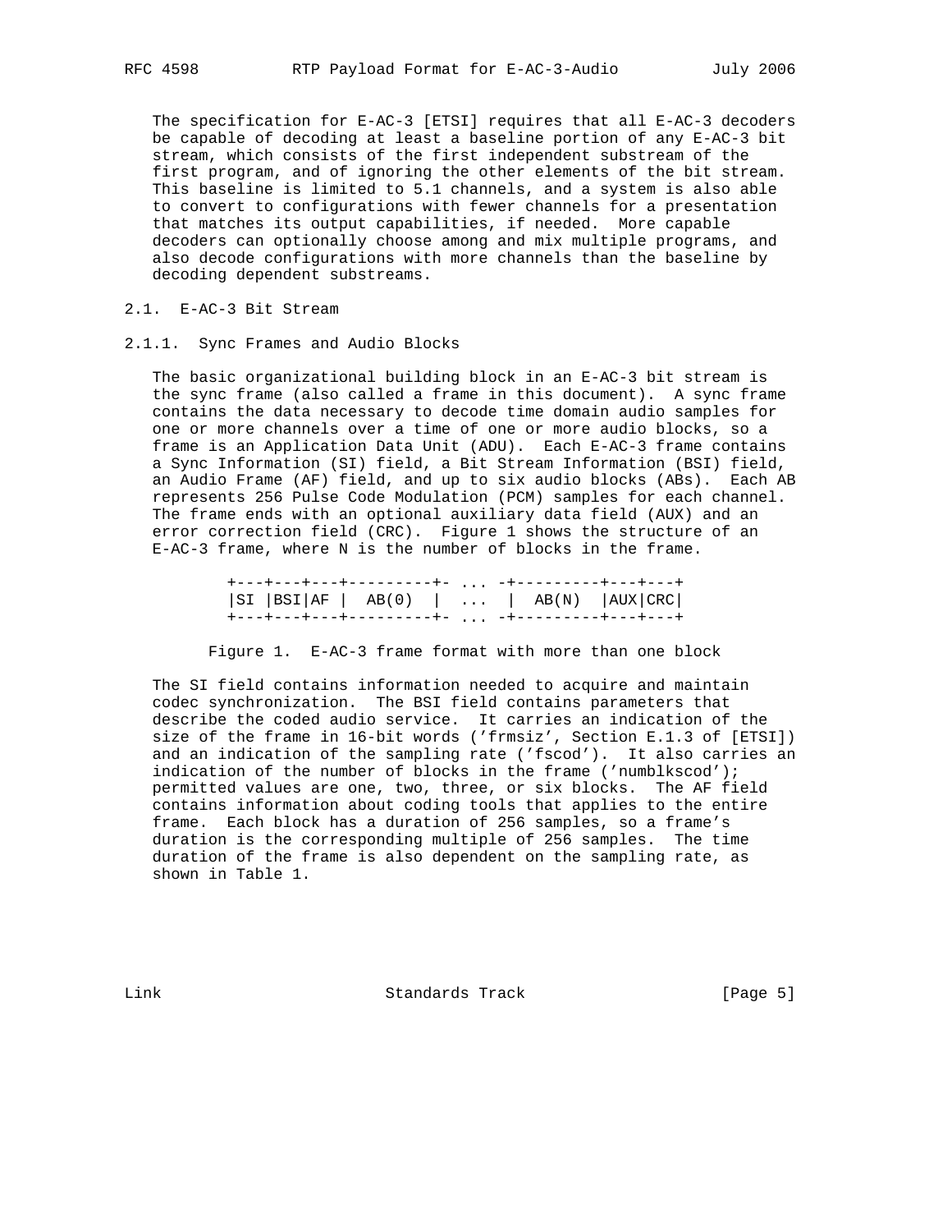The specification for E-AC-3 [ETSI] requires that all E-AC-3 decoders be capable of decoding at least a baseline portion of any E-AC-3 bit stream, which consists of the first independent substream of the first program, and of ignoring the other elements of the bit stream. This baseline is limited to 5.1 channels, and a system is also able to convert to configurations with fewer channels for a presentation that matches its output capabilities, if needed. More capable decoders can optionally choose among and mix multiple programs, and also decode configurations with more channels than the baseline by decoding dependent substreams.

## 2.1. E-AC-3 Bit Stream

### 2.1.1. Sync Frames and Audio Blocks

The basic organizational building block in an E-AC-3 bit stream is the sync frame (also called a frame in this document). A sync frame contains the data necessary to decode time domain audio samples for one or more channels over a time of one or more audio blocks, so a frame is an Application Data Unit (ADU). Each E-AC-3 frame contains a Sync Information (SI) field, a Bit Stream Information (BSI) field, an Audio Frame (AF) field, and up to six audio blocks (ABs). Each AB represents 256 Pulse Code Modulation (PCM) samples for each channel. The frame ends with an optional auxiliary data field (AUX) and an error correction field (CRC). Figure 1 shows the structure of an E-AC-3 frame, where N is the number of blocks in the frame.

```
+---+---+---+---------+- ... -+---------+---+---+
|SI |BSI|AF |  AB(0)  |  ...  |  AB(N)  |AUX|CRC|
+---+---+---+---------+- ... -+---------+---+---+
```

Figure 1. E-AC-3 frame format with more than one block

The SI field contains information needed to acquire and maintain codec synchronization. The BSI field contains parameters that describe the coded audio service. It carries an indication of the size of the frame in 16-bit words ('frmsiz', Section E.1.3 of [ETSI]) and an indication of the sampling rate ('fscod'). It also carries an indication of the number of blocks in the frame ('numblkscod'); permitted values are one, two, three, or six blocks. The AF field contains information about coding tools that applies to the entire frame. Each block has a duration of 256 samples, so a frame's duration is the corresponding multiple of 256 samples. The time duration of the frame is also dependent on the sampling rate, as shown in Table 1.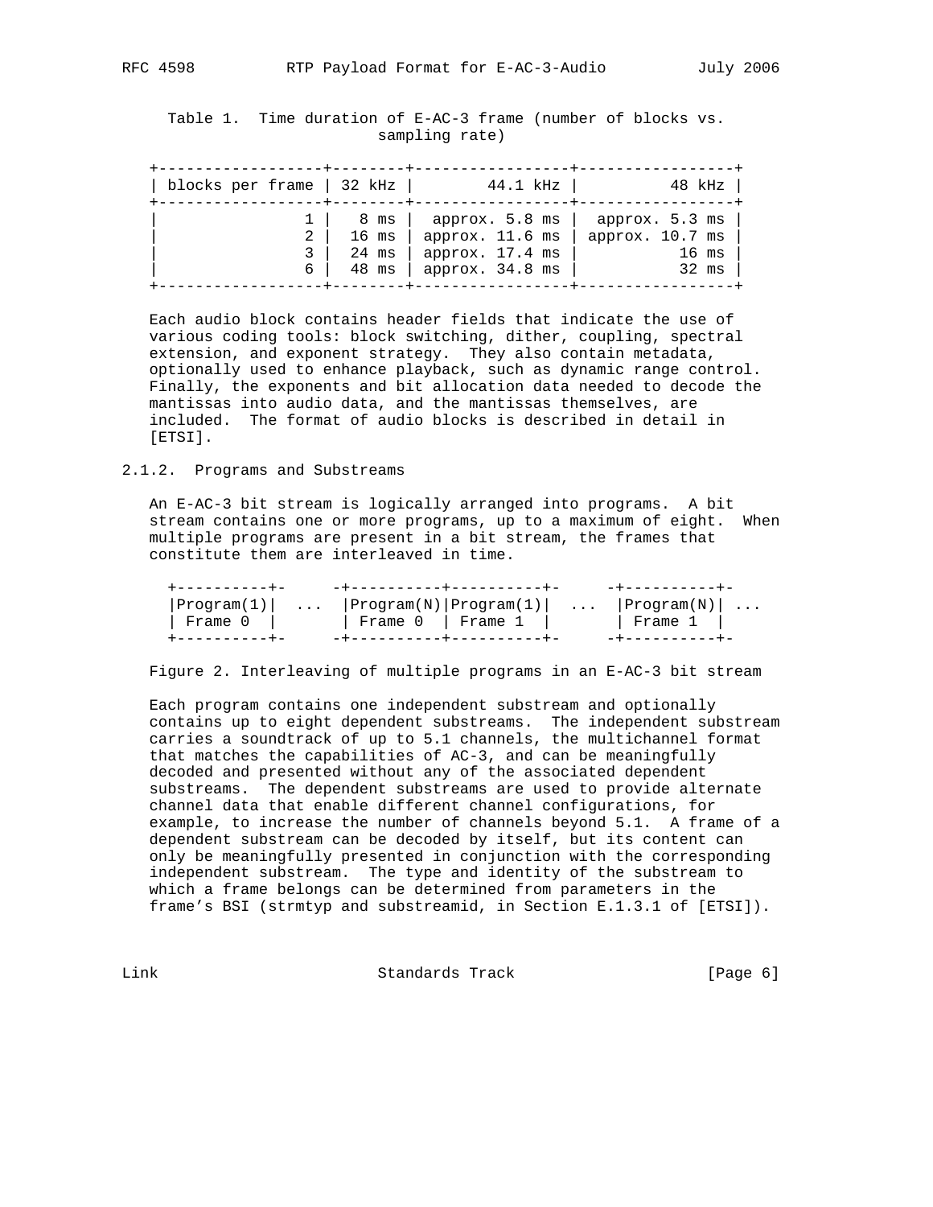Table 1. Time duration of E-AC-3 frame (number of blocks vs. sampling rate)

| blocks per frame | 32 kHz | 44.1 kHz | 48 kHz |
|---|---|---|---|
| 1 | 8 ms | approx. 5.8 ms | approx. 5.3 ms |
| 2 | 16 ms | approx. 11.6 ms | approx. 10.7 ms |
| 3 | 24 ms | approx. 17.4 ms | 16 ms |
| 6 | 48 ms | approx. 34.8 ms | 32 ms |

Each audio block contains header fields that indicate the use of various coding tools: block switching, dither, coupling, spectral extension, and exponent strategy. They also contain metadata, optionally used to enhance playback, such as dynamic range control. Finally, the exponents and bit allocation data needed to decode the mantissas into audio data, and the mantissas themselves, are included. The format of audio blocks is described in detail in [ETSI].

### 2.1.2. Programs and Substreams

An E-AC-3 bit stream is logically arranged into programs. A bit stream contains one or more programs, up to a maximum of eight. When multiple programs are present in a bit stream, the frames that constitute them are interleaved in time.

```
+----------+-     -+----------+----------+-     -+----------+-
|Program(1)|  ...  |Program(N)|Program(1)|  ...  |Program(N)| ...
| Frame 0  |       | Frame 0  | Frame 1  |       | Frame 1  |
+----------+-     -+----------+----------+-     -+----------+-
```

Figure 2. Interleaving of multiple programs in an E-AC-3 bit stream

Each program contains one independent substream and optionally contains up to eight dependent substreams. The independent substream carries a soundtrack of up to 5.1 channels, the multichannel format that matches the capabilities of AC-3, and can be meaningfully decoded and presented without any of the associated dependent substreams. The dependent substreams are used to provide alternate channel data that enable different channel configurations, for example, to increase the number of channels beyond 5.1. A frame of a dependent substream can be decoded by itself, but its content can only be meaningfully presented in conjunction with the corresponding independent substream. The type and identity of the substream to which a frame belongs can be determined from parameters in the frame's BSI (strmtyp and substreamid, in Section E.1.3.1 of [ETSI]).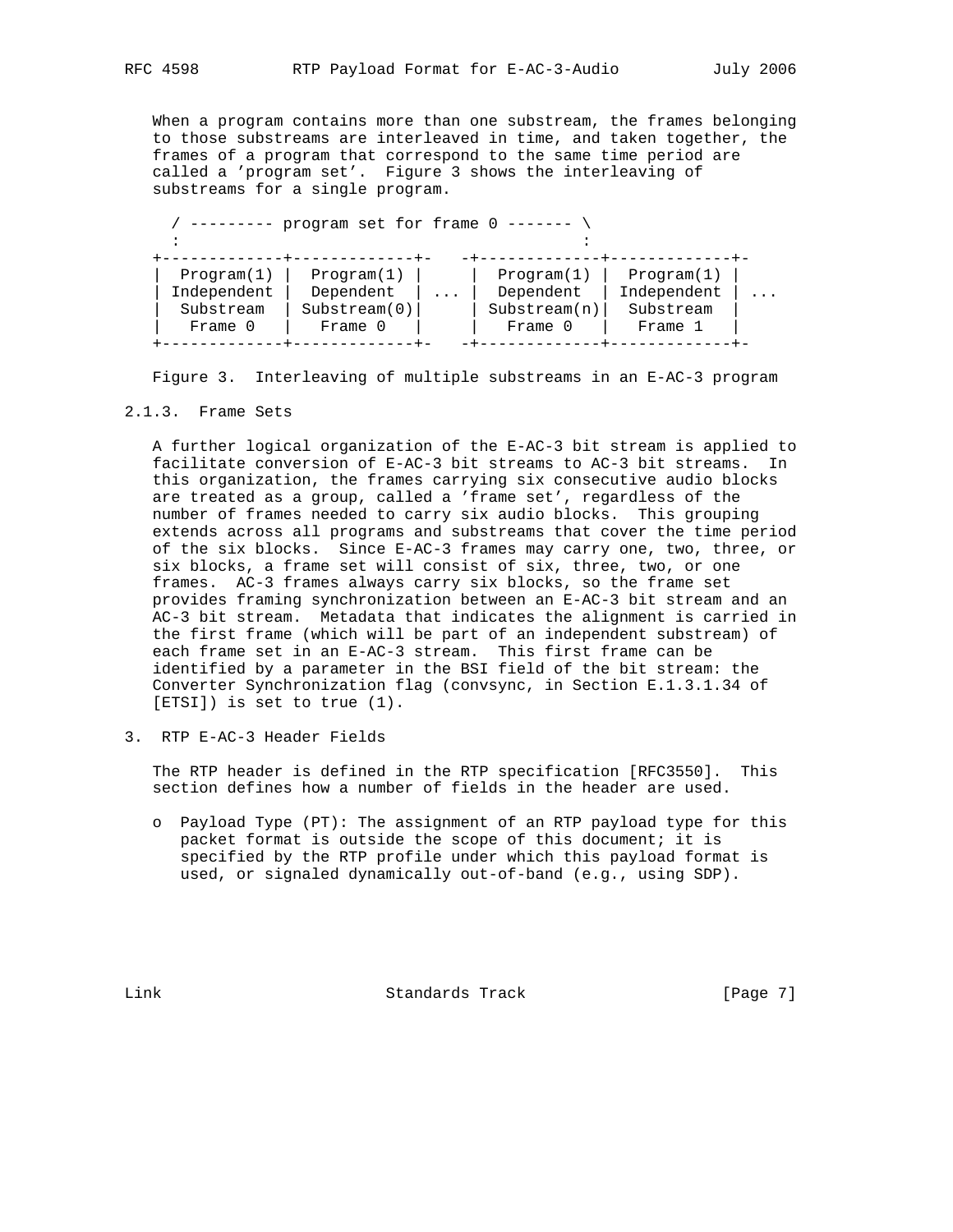When a program contains more than one substream, the frames belonging to those substreams are interleaved in time, and taken together, the frames of a program that correspond to the same time period are called a 'program set'. Figure 3 shows the interleaving of substreams for a single program.

```
  / --------- program set for frame 0 ------- \
  :                                           :
+-------------+-------------+-   -+-------------+-------------+-
| Program(1)  | Program(1)  |     | Program(1)  | Program(1)  |
| Independent |  Dependent  | ... |  Dependent  | Independent | ...
|  Substream  | Substream(0)|     | Substream(n)|  Substream  |
|   Frame 0   |   Frame 0   |     |   Frame 0   |   Frame 1   |
+-------------+-------------+-   -+-------------+-------------+-
```

Figure 3. Interleaving of multiple substreams in an E-AC-3 program

### 2.1.3. Frame Sets

A further logical organization of the E-AC-3 bit stream is applied to facilitate conversion of E-AC-3 bit streams to AC-3 bit streams. In this organization, the frames carrying six consecutive audio blocks are treated as a group, called a 'frame set', regardless of the number of frames needed to carry six audio blocks. This grouping extends across all programs and substreams that cover the time period of the six blocks. Since E-AC-3 frames may carry one, two, three, or six blocks, a frame set will consist of six, three, two, or one frames. AC-3 frames always carry six blocks, so the frame set provides framing synchronization between an E-AC-3 bit stream and an AC-3 bit stream. Metadata that indicates the alignment is carried in the first frame (which will be part of an independent substream) of each frame set in an E-AC-3 stream. This first frame can be identified by a parameter in the BSI field of the bit stream: the Converter Synchronization flag (convsync, in Section E.1.3.1.34 of [ETSI]) is set to true (1).

## 3. RTP E-AC-3 Header Fields

The RTP header is defined in the RTP specification [RFC3550]. This section defines how a number of fields in the header are used.

- Payload Type (PT): The assignment of an RTP payload type for this packet format is outside the scope of this document; it is specified by the RTP profile under which this payload format is used, or signaled dynamically out-of-band (e.g., using SDP).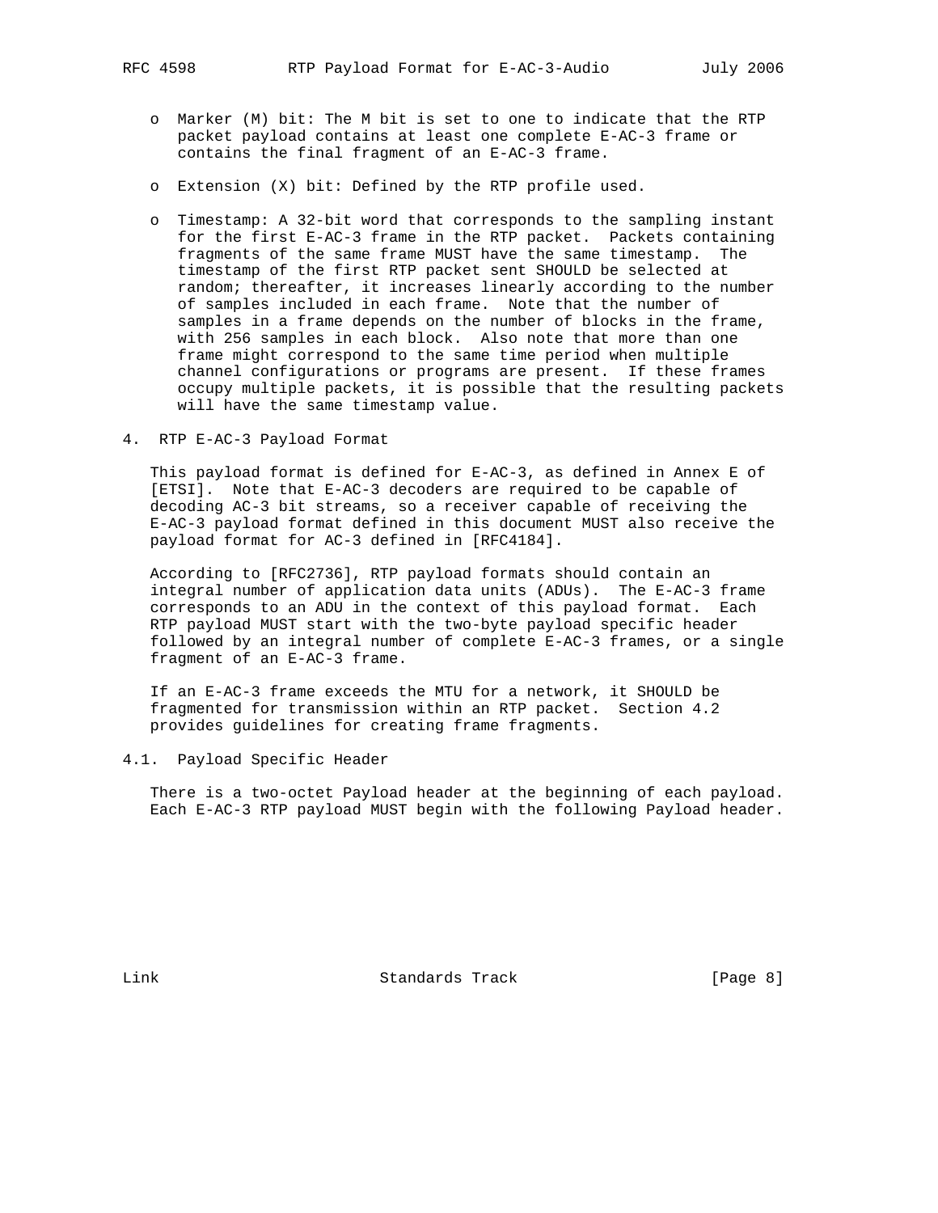- Marker (M) bit: The M bit is set to one to indicate that the RTP packet payload contains at least one complete E-AC-3 frame or contains the final fragment of an E-AC-3 frame.

- Extension (X) bit: Defined by the RTP profile used.

- Timestamp: A 32-bit word that corresponds to the sampling instant for the first E-AC-3 frame in the RTP packet. Packets containing fragments of the same frame MUST have the same timestamp. The timestamp of the first RTP packet sent SHOULD be selected at random; thereafter, it increases linearly according to the number of samples included in each frame. Note that the number of samples in a frame depends on the number of blocks in the frame, with 256 samples in each block. Also note that more than one frame might correspond to the same time period when multiple channel configurations or programs are present. If these frames occupy multiple packets, it is possible that the resulting packets will have the same timestamp value.

## 4. RTP E-AC-3 Payload Format

This payload format is defined for E-AC-3, as defined in Annex E of [ETSI]. Note that E-AC-3 decoders are required to be capable of decoding AC-3 bit streams, so a receiver capable of receiving the E-AC-3 payload format defined in this document MUST also receive the payload format for AC-3 defined in [RFC4184].

According to [RFC2736], RTP payload formats should contain an integral number of application data units (ADUs). The E-AC-3 frame corresponds to an ADU in the context of this payload format. Each RTP payload MUST start with the two-byte payload specific header followed by an integral number of complete E-AC-3 frames, or a single fragment of an E-AC-3 frame.

If an E-AC-3 frame exceeds the MTU for a network, it SHOULD be fragmented for transmission within an RTP packet. Section 4.2 provides guidelines for creating frame fragments.

### 4.1. Payload Specific Header

There is a two-octet Payload header at the beginning of each payload. Each E-AC-3 RTP payload MUST begin with the following Payload header.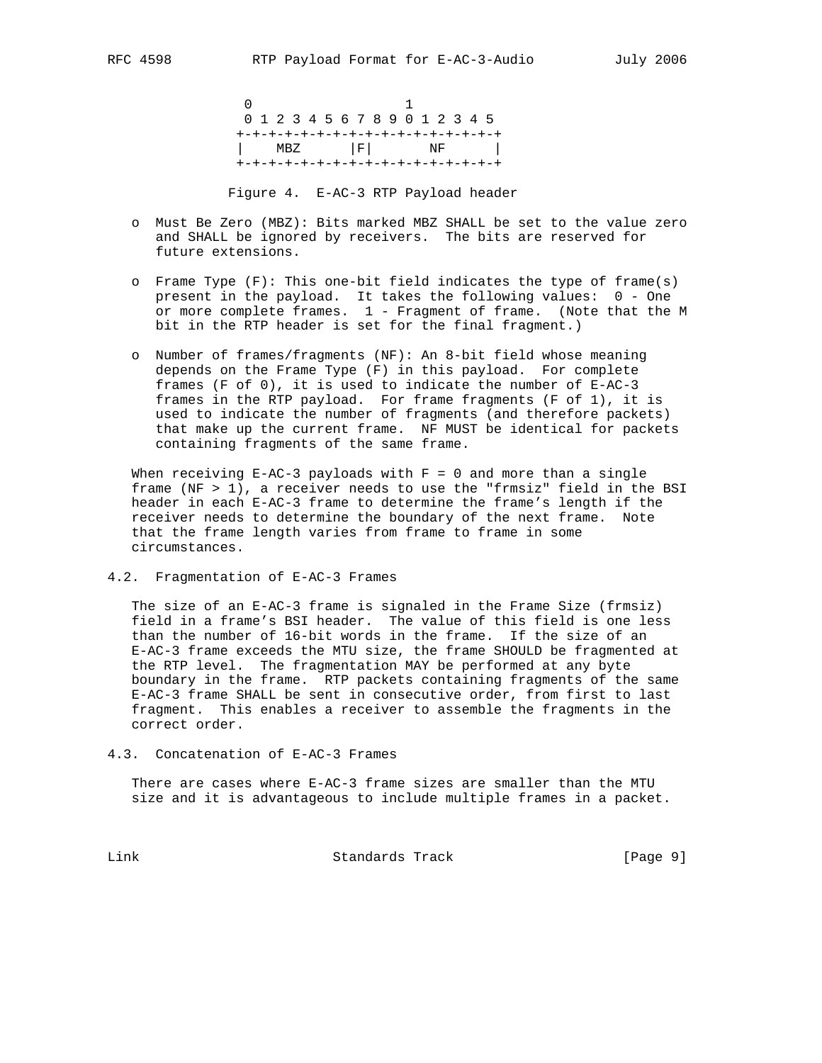```
 0                   1
 0 1 2 3 4 5 6 7 8 9 0 1 2 3 4 5
+-+-+-+-+-+-+-+-+-+-+-+-+-+-+-+-+
|    MBZ    |F|       NF        |
+-+-+-+-+-+-+-+-+-+-+-+-+-+-+-+-+
```

Figure 4. E-AC-3 RTP Payload header

- Must Be Zero (MBZ): Bits marked MBZ SHALL be set to the value zero and SHALL be ignored by receivers. The bits are reserved for future extensions.
- Frame Type (F): This one-bit field indicates the type of frame(s) present in the payload. It takes the following values: 0 - One or more complete frames. 1 - Fragment of frame. (Note that the M bit in the RTP header is set for the final fragment.)
- Number of frames/fragments (NF): An 8-bit field whose meaning depends on the Frame Type (F) in this payload. For complete frames (F of 0), it is used to indicate the number of E-AC-3 frames in the RTP payload. For frame fragments (F of 1), it is used to indicate the number of fragments (and therefore packets) that make up the current frame. NF MUST be identical for packets containing fragments of the same frame.

When receiving E-AC-3 payloads with F = 0 and more than a single frame (NF > 1), a receiver needs to use the "frmsiz" field in the BSI header in each E-AC-3 frame to determine the frame's length if the receiver needs to determine the boundary of the next frame. Note that the frame length varies from frame to frame in some circumstances.

## 4.2. Fragmentation of E-AC-3 Frames

The size of an E-AC-3 frame is signaled in the Frame Size (frmsiz) field in a frame's BSI header. The value of this field is one less than the number of 16-bit words in the frame. If the size of an E-AC-3 frame exceeds the MTU size, the frame SHOULD be fragmented at the RTP level. The fragmentation MAY be performed at any byte boundary in the frame. RTP packets containing fragments of the same E-AC-3 frame SHALL be sent in consecutive order, from first to last fragment. This enables a receiver to assemble the fragments in the correct order.

## 4.3. Concatenation of E-AC-3 Frames

There are cases where E-AC-3 frame sizes are smaller than the MTU size and it is advantageous to include multiple frames in a packet.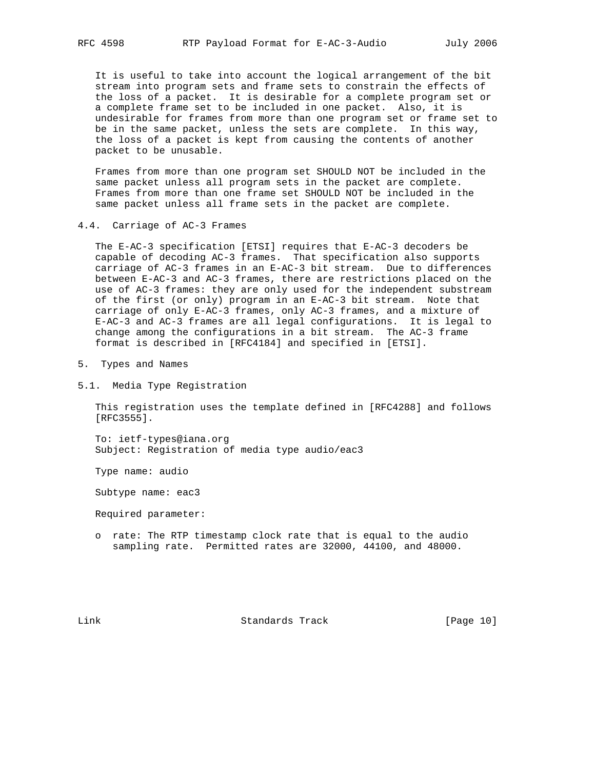It is useful to take into account the logical arrangement of the bit stream into program sets and frame sets to constrain the effects of the loss of a packet. It is desirable for a complete program set or a complete frame set to be included in one packet. Also, it is undesirable for frames from more than one program set or frame set to be in the same packet, unless the sets are complete. In this way, the loss of a packet is kept from causing the contents of another packet to be unusable.

Frames from more than one program set SHOULD NOT be included in the same packet unless all program sets in the packet are complete. Frames from more than one frame set SHOULD NOT be included in the same packet unless all frame sets in the packet are complete.

### 4.4. Carriage of AC-3 Frames

The E-AC-3 specification [ETSI] requires that E-AC-3 decoders be capable of decoding AC-3 frames. That specification also supports carriage of AC-3 frames in an E-AC-3 bit stream. Due to differences between E-AC-3 and AC-3 frames, there are restrictions placed on the use of AC-3 frames: they are only used for the independent substream of the first (or only) program in an E-AC-3 bit stream. Note that carriage of only E-AC-3 frames, only AC-3 frames, and a mixture of E-AC-3 and AC-3 frames are all legal configurations. It is legal to change among the configurations in a bit stream. The AC-3 frame format is described in [RFC4184] and specified in [ETSI].

## 5. Types and Names

### 5.1. Media Type Registration

This registration uses the template defined in [RFC4288] and follows [RFC3555].

To: ietf-types@iana.org
Subject: Registration of media type audio/eac3

Type name: audio

Subtype name: eac3

Required parameter:

- rate: The RTP timestamp clock rate that is equal to the audio sampling rate. Permitted rates are 32000, 44100, and 48000.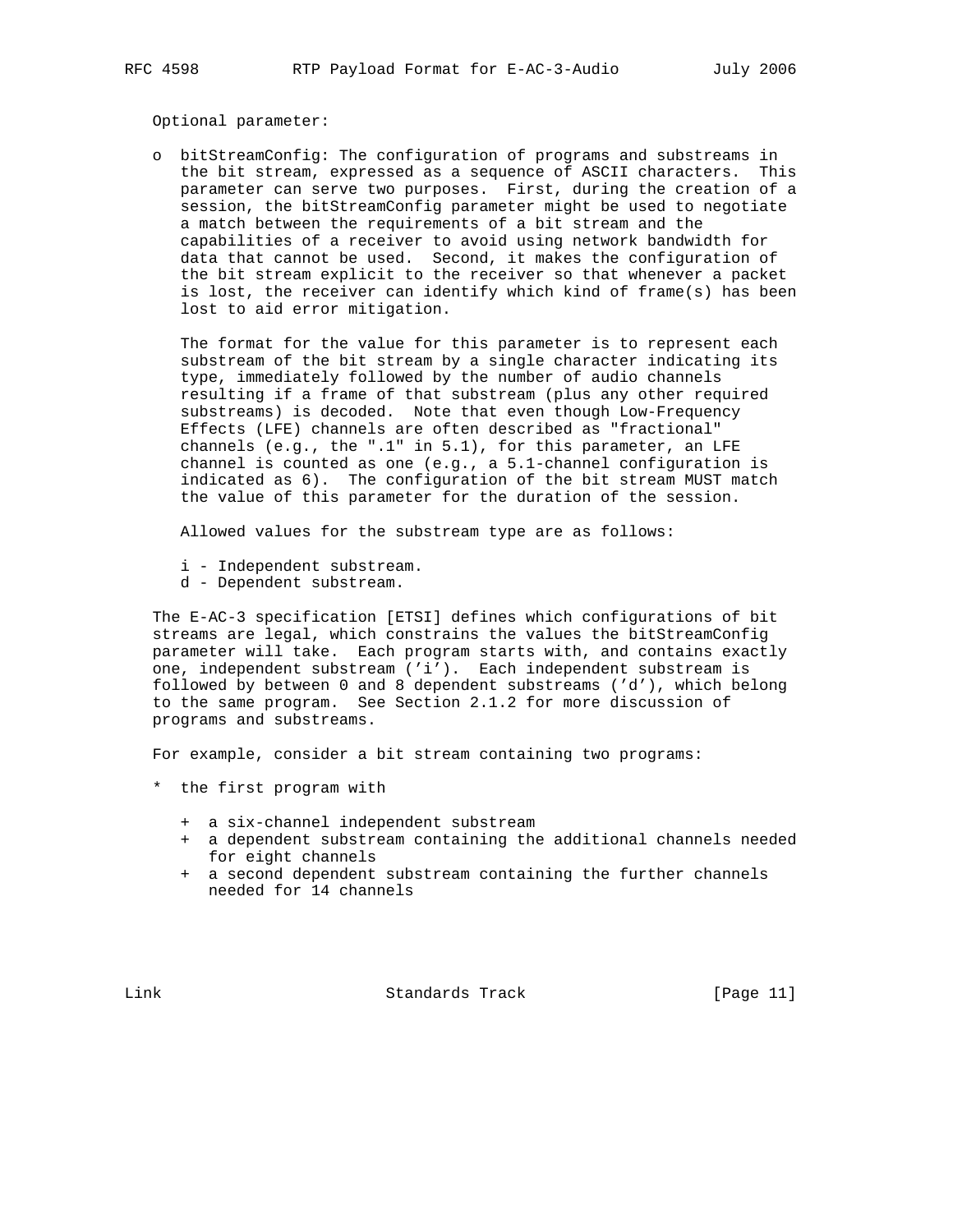Optional parameter:

- bitStreamConfig: The configuration of programs and substreams in the bit stream, expressed as a sequence of ASCII characters. This parameter can serve two purposes. First, during the creation of a session, the bitStreamConfig parameter might be used to negotiate a match between the requirements of a bit stream and the capabilities of a receiver to avoid using network bandwidth for data that cannot be used. Second, it makes the configuration of the bit stream explicit to the receiver so that whenever a packet is lost, the receiver can identify which kind of frame(s) has been lost to aid error mitigation.

  The format for the value for this parameter is to represent each substream of the bit stream by a single character indicating its type, immediately followed by the number of audio channels resulting if a frame of that substream (plus any other required substreams) is decoded. Note that even though Low-Frequency Effects (LFE) channels are often described as "fractional" channels (e.g., the ".1" in 5.1), for this parameter, an LFE channel is counted as one (e.g., a 5.1-channel configuration is indicated as 6). The configuration of the bit stream MUST match the value of this parameter for the duration of the session.

  Allowed values for the substream type are as follows:

  i - Independent substream.
  d - Dependent substream.

The E-AC-3 specification [ETSI] defines which configurations of bit streams are legal, which constrains the values the bitStreamConfig parameter will take. Each program starts with, and contains exactly one, independent substream ('i'). Each independent substream is followed by between 0 and 8 dependent substreams ('d'), which belong to the same program. See Section 2.1.2 for more discussion of programs and substreams.

For example, consider a bit stream containing two programs:

* the first program with
  + a six-channel independent substream
  + a dependent substream containing the additional channels needed for eight channels
  + a second dependent substream containing the further channels needed for 14 channels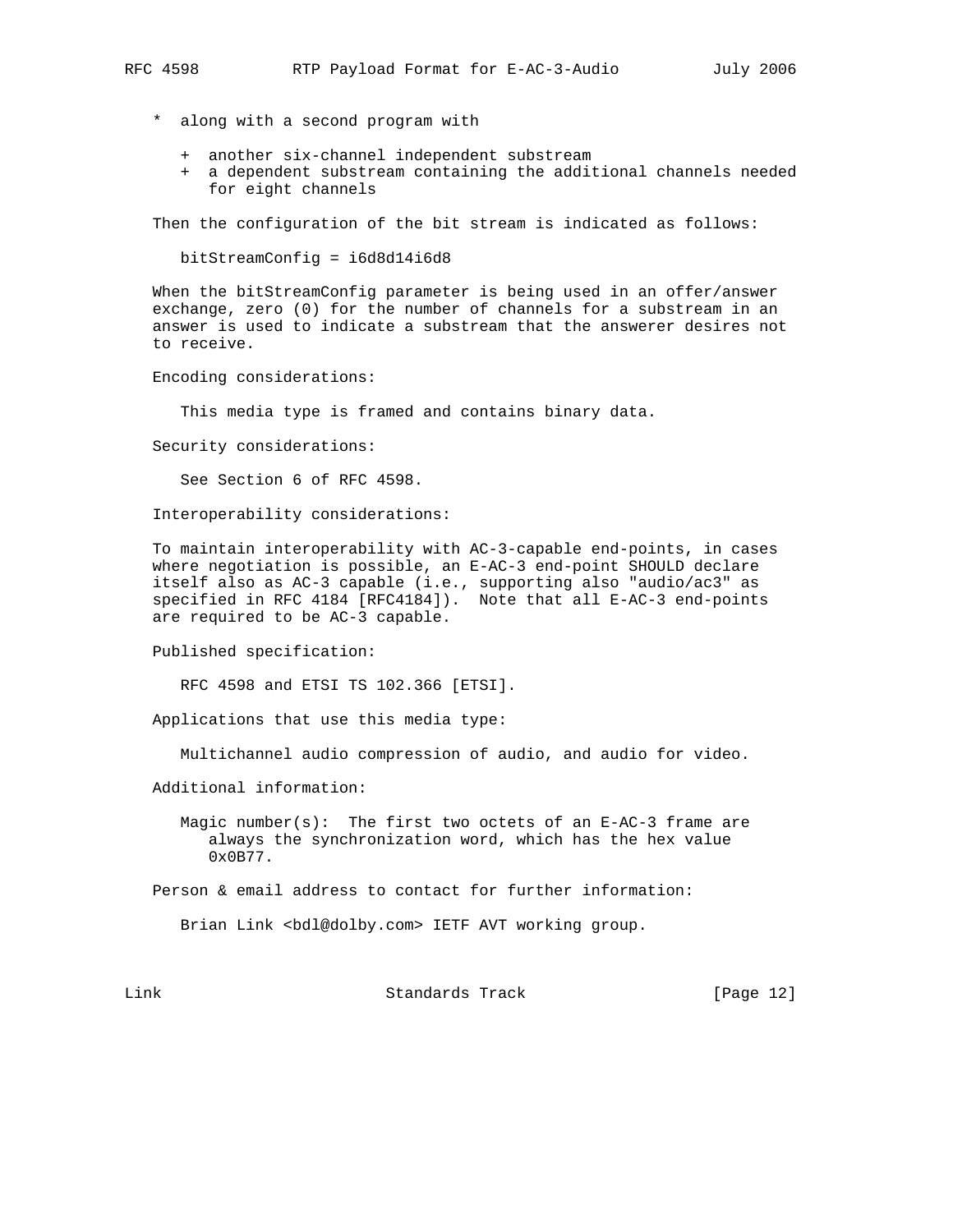* along with a second program with

  + another six-channel independent substream
  + a dependent substream containing the additional channels needed for eight channels

Then the configuration of the bit stream is indicated as follows:

```
bitStreamConfig = i6d8d14i6d8
```

When the bitStreamConfig parameter is being used in an offer/answer exchange, zero (0) for the number of channels for a substream in an answer is used to indicate a substream that the answerer desires not to receive.

Encoding considerations:

This media type is framed and contains binary data.

Security considerations:

See Section 6 of RFC 4598.

Interoperability considerations:

To maintain interoperability with AC-3-capable end-points, in cases where negotiation is possible, an E-AC-3 end-point SHOULD declare itself also as AC-3 capable (i.e., supporting also "audio/ac3" as specified in RFC 4184 [RFC4184]). Note that all E-AC-3 end-points are required to be AC-3 capable.

Published specification:

RFC 4598 and ETSI TS 102.366 [ETSI].

Applications that use this media type:

Multichannel audio compression of audio, and audio for video.

Additional information:

Magic number(s): The first two octets of an E-AC-3 frame are always the synchronization word, which has the hex value 0x0B77.

Person & email address to contact for further information:

Brian Link <bdl@dolby.com> IETF AVT working group.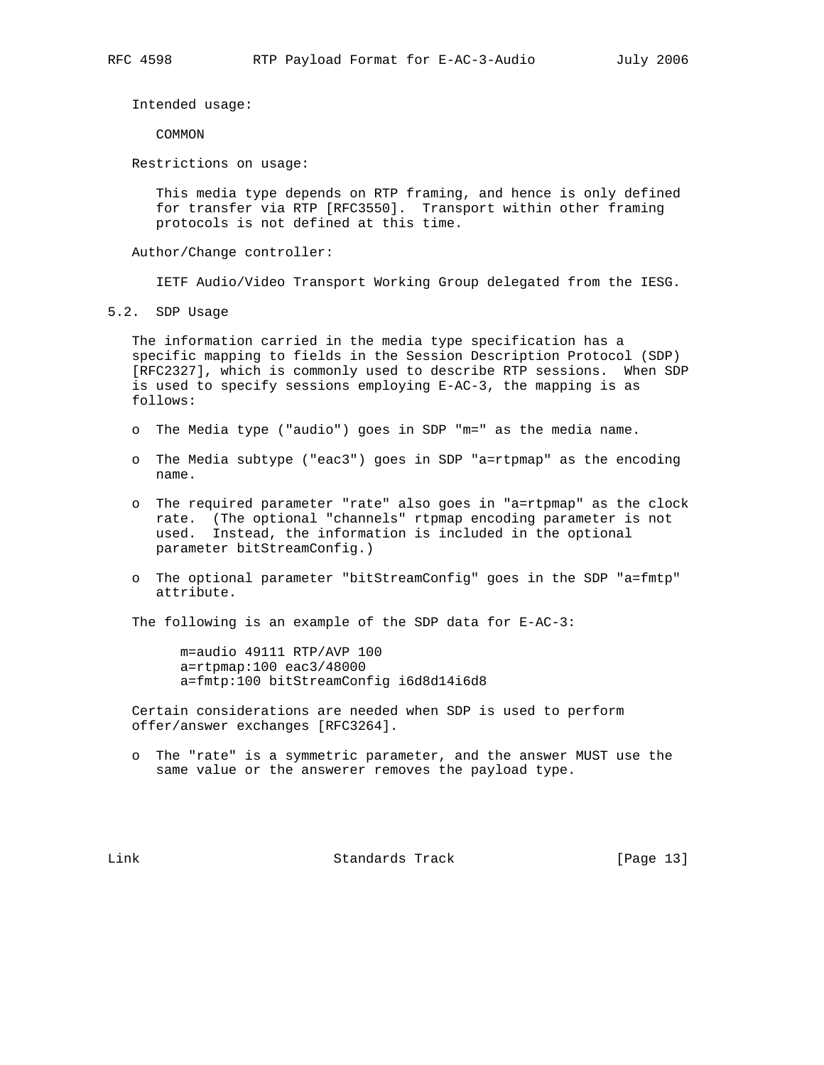Intended usage:

COMMON

Restrictions on usage:

This media type depends on RTP framing, and hence is only defined for transfer via RTP [RFC3550]. Transport within other framing protocols is not defined at this time.

Author/Change controller:

IETF Audio/Video Transport Working Group delegated from the IESG.

## 5.2. SDP Usage

The information carried in the media type specification has a specific mapping to fields in the Session Description Protocol (SDP) [RFC2327], which is commonly used to describe RTP sessions. When SDP is used to specify sessions employing E-AC-3, the mapping is as follows:

- o The Media type ("audio") goes in SDP "m=" as the media name.
- o The Media subtype ("eac3") goes in SDP "a=rtpmap" as the encoding name.
- o The required parameter "rate" also goes in "a=rtpmap" as the clock rate. (The optional "channels" rtpmap encoding parameter is not used. Instead, the information is included in the optional parameter bitStreamConfig.)
- o The optional parameter "bitStreamConfig" goes in the SDP "a=fmtp" attribute.

The following is an example of the SDP data for E-AC-3:

```
m=audio 49111 RTP/AVP 100
a=rtpmap:100 eac3/48000
a=fmtp:100 bitStreamConfig i6d8d14i6d8
```

Certain considerations are needed when SDP is used to perform offer/answer exchanges [RFC3264].

- o The "rate" is a symmetric parameter, and the answer MUST use the same value or the answerer removes the payload type.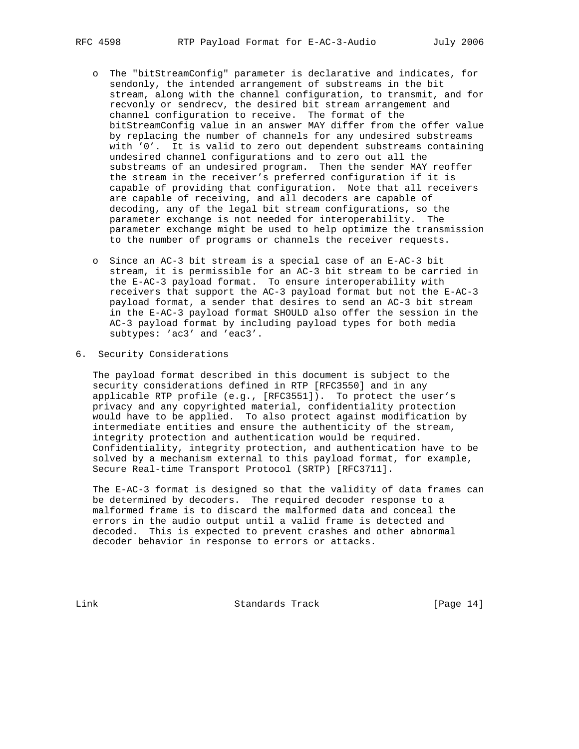- The "bitStreamConfig" parameter is declarative and indicates, for sendonly, the intended arrangement of substreams in the bit stream, along with the channel configuration, to transmit, and for recvonly or sendrecv, the desired bit stream arrangement and channel configuration to receive. The format of the bitStreamConfig value in an answer MAY differ from the offer value by replacing the number of channels for any undesired substreams with '0'. It is valid to zero out dependent substreams containing undesired channel configurations and to zero out all the substreams of an undesired program. Then the sender MAY reoffer the stream in the receiver's preferred configuration if it is capable of providing that configuration. Note that all receivers are capable of receiving, and all decoders are capable of decoding, any of the legal bit stream configurations, so the parameter exchange is not needed for interoperability. The parameter exchange might be used to help optimize the transmission to the number of programs or channels the receiver requests.

- Since an AC-3 bit stream is a special case of an E-AC-3 bit stream, it is permissible for an AC-3 bit stream to be carried in the E-AC-3 payload format. To ensure interoperability with receivers that support the AC-3 payload format but not the E-AC-3 payload format, a sender that desires to send an AC-3 bit stream in the E-AC-3 payload format SHOULD also offer the session in the AC-3 payload format by including payload types for both media subtypes: 'ac3' and 'eac3'.

## 6. Security Considerations

The payload format described in this document is subject to the security considerations defined in RTP [RFC3550] and in any applicable RTP profile (e.g., [RFC3551]). To protect the user's privacy and any copyrighted material, confidentiality protection would have to be applied. To also protect against modification by intermediate entities and ensure the authenticity of the stream, integrity protection and authentication would be required. Confidentiality, integrity protection, and authentication have to be solved by a mechanism external to this payload format, for example, Secure Real-time Transport Protocol (SRTP) [RFC3711].

The E-AC-3 format is designed so that the validity of data frames can be determined by decoders. The required decoder response to a malformed frame is to discard the malformed data and conceal the errors in the audio output until a valid frame is detected and decoded. This is expected to prevent crashes and other abnormal decoder behavior in response to errors or attacks.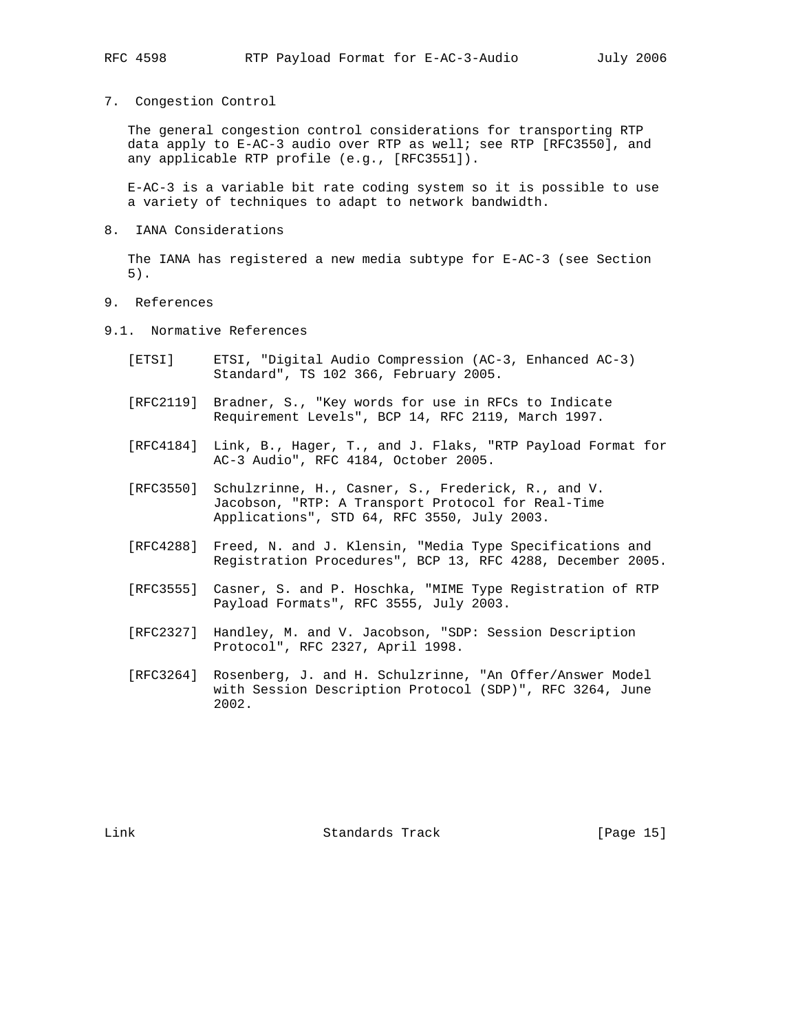## 7. Congestion Control

The general congestion control considerations for transporting RTP data apply to E-AC-3 audio over RTP as well; see RTP [RFC3550], and any applicable RTP profile (e.g., [RFC3551]).

E-AC-3 is a variable bit rate coding system so it is possible to use a variety of techniques to adapt to network bandwidth.

## 8. IANA Considerations

The IANA has registered a new media subtype for E-AC-3 (see Section 5).

## 9. References

### 9.1. Normative References

[ETSI] ETSI, "Digital Audio Compression (AC-3, Enhanced AC-3) Standard", TS 102 366, February 2005.

[RFC2119] Bradner, S., "Key words for use in RFCs to Indicate Requirement Levels", BCP 14, RFC 2119, March 1997.

[RFC4184] Link, B., Hager, T., and J. Flaks, "RTP Payload Format for AC-3 Audio", RFC 4184, October 2005.

[RFC3550] Schulzrinne, H., Casner, S., Frederick, R., and V. Jacobson, "RTP: A Transport Protocol for Real-Time Applications", STD 64, RFC 3550, July 2003.

[RFC4288] Freed, N. and J. Klensin, "Media Type Specifications and Registration Procedures", BCP 13, RFC 4288, December 2005.

[RFC3555] Casner, S. and P. Hoschka, "MIME Type Registration of RTP Payload Formats", RFC 3555, July 2003.

[RFC2327] Handley, M. and V. Jacobson, "SDP: Session Description Protocol", RFC 2327, April 1998.

[RFC3264] Rosenberg, J. and H. Schulzrinne, "An Offer/Answer Model with Session Description Protocol (SDP)", RFC 3264, June 2002.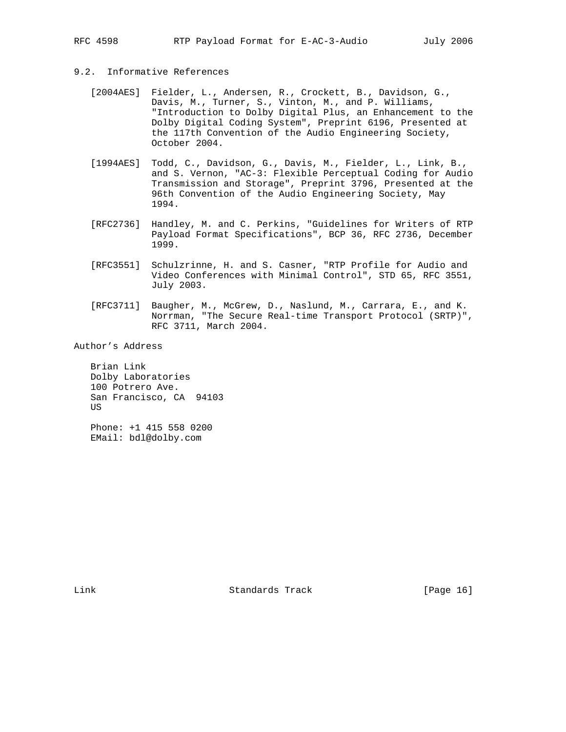## 9.2. Informative References

[2004AES] Fielder, L., Andersen, R., Crockett, B., Davidson, G., Davis, M., Turner, S., Vinton, M., and P. Williams, "Introduction to Dolby Digital Plus, an Enhancement to the Dolby Digital Coding System", Preprint 6196, Presented at the 117th Convention of the Audio Engineering Society, October 2004.

[1994AES] Todd, C., Davidson, G., Davis, M., Fielder, L., Link, B., and S. Vernon, "AC-3: Flexible Perceptual Coding for Audio Transmission and Storage", Preprint 3796, Presented at the 96th Convention of the Audio Engineering Society, May 1994.

[RFC2736] Handley, M. and C. Perkins, "Guidelines for Writers of RTP Payload Format Specifications", BCP 36, RFC 2736, December 1999.

[RFC3551] Schulzrinne, H. and S. Casner, "RTP Profile for Audio and Video Conferences with Minimal Control", STD 65, RFC 3551, July 2003.

[RFC3711] Baugher, M., McGrew, D., Naslund, M., Carrara, E., and K. Norrman, "The Secure Real-time Transport Protocol (SRTP)", RFC 3711, March 2004.

## Author's Address

Brian Link
Dolby Laboratories
100 Potrero Ave.
San Francisco, CA 94103
US

Phone: +1 415 558 0200
EMail: bdl@dolby.com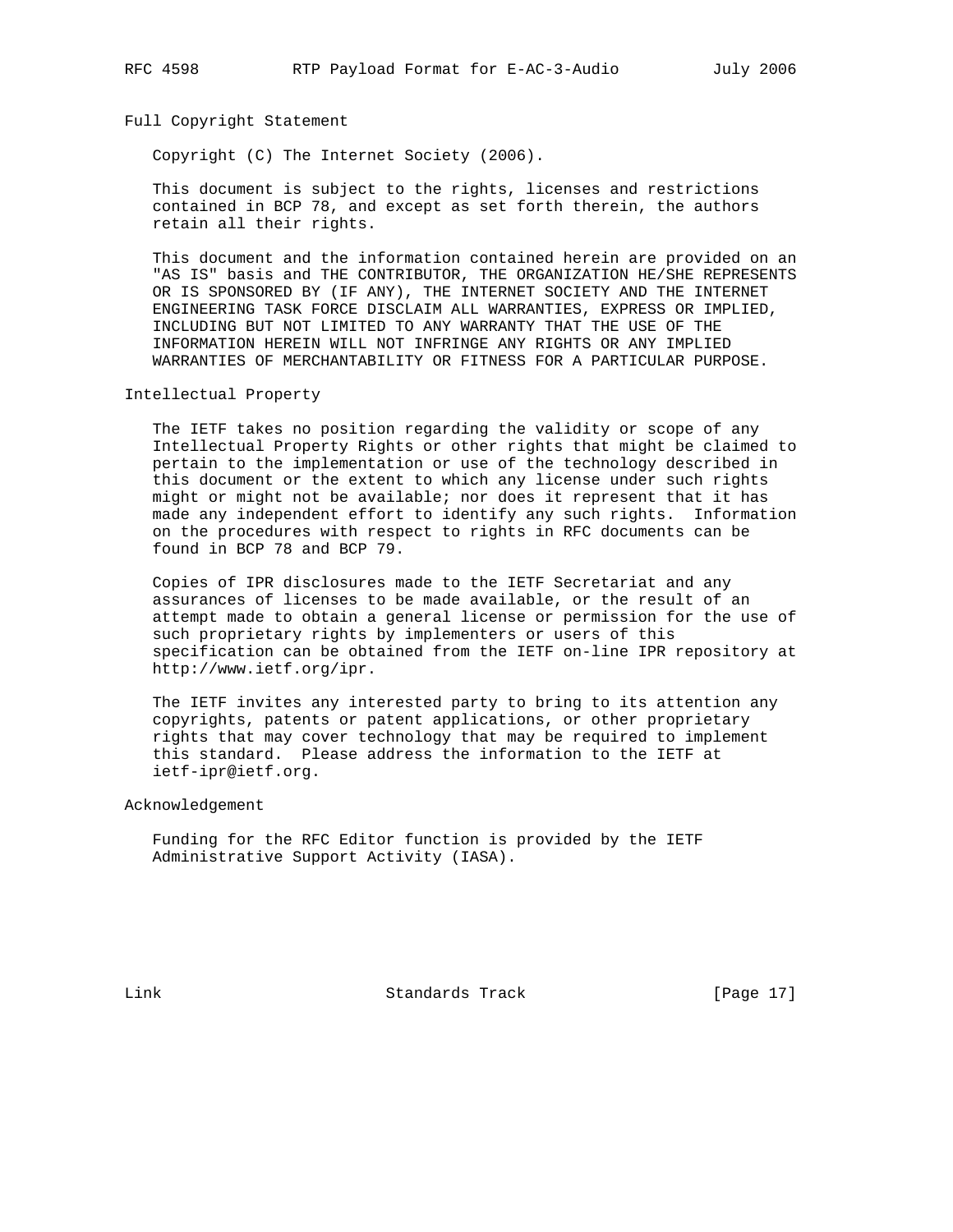## Full Copyright Statement

Copyright (C) The Internet Society (2006).

This document is subject to the rights, licenses and restrictions contained in BCP 78, and except as set forth therein, the authors retain all their rights.

This document and the information contained herein are provided on an "AS IS" basis and THE CONTRIBUTOR, THE ORGANIZATION HE/SHE REPRESENTS OR IS SPONSORED BY (IF ANY), THE INTERNET SOCIETY AND THE INTERNET ENGINEERING TASK FORCE DISCLAIM ALL WARRANTIES, EXPRESS OR IMPLIED, INCLUDING BUT NOT LIMITED TO ANY WARRANTY THAT THE USE OF THE INFORMATION HEREIN WILL NOT INFRINGE ANY RIGHTS OR ANY IMPLIED WARRANTIES OF MERCHANTABILITY OR FITNESS FOR A PARTICULAR PURPOSE.

## Intellectual Property

The IETF takes no position regarding the validity or scope of any Intellectual Property Rights or other rights that might be claimed to pertain to the implementation or use of the technology described in this document or the extent to which any license under such rights might or might not be available; nor does it represent that it has made any independent effort to identify any such rights. Information on the procedures with respect to rights in RFC documents can be found in BCP 78 and BCP 79.

Copies of IPR disclosures made to the IETF Secretariat and any assurances of licenses to be made available, or the result of an attempt made to obtain a general license or permission for the use of such proprietary rights by implementers or users of this specification can be obtained from the IETF on-line IPR repository at http://www.ietf.org/ipr.

The IETF invites any interested party to bring to its attention any copyrights, patents or patent applications, or other proprietary rights that may cover technology that may be required to implement this standard. Please address the information to the IETF at ietf-ipr@ietf.org.

## Acknowledgement

Funding for the RFC Editor function is provided by the IETF Administrative Support Activity (IASA).